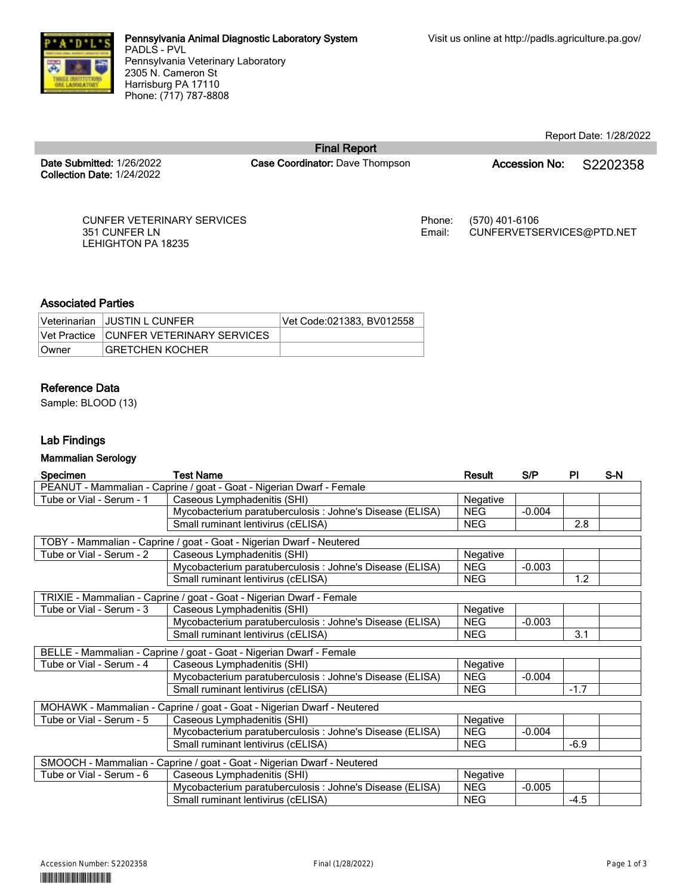**Pennsylvania Animal Diagnostic Laboratory System**
PADLS - PVL
Pennsylvania Veterinary Laboratory
2305 N. Cameron St
Harrisburg PA 17110
Phone: (717) 787-8808

Visit us online at http://padls.agriculture.pa.gov/

Report Date: 1/28/2022

## Final Report

**Date Submitted:** 1/26/2022
**Collection Date:** 1/24/2022

**Case Coordinator:** Dave Thompson

**Accession No:** S2202358

CUNFER VETERINARY SERVICES
351 CUNFER LN
LEHIGHTON PA 18235

Phone: (570) 401-6106
Email: CUNFERVETSERVICES@PTD.NET

### Associated Parties

| | | |
|---|---|---|
| Veterinarian | JUSTIN L CUNFER | Vet Code:021383, BV012558 |
| Vet Practice | CUNFER VETERINARY SERVICES | |
| Owner | GRETCHEN KOCHER | |

### Reference Data

Sample: BLOOD (13)

### Lab Findings

#### Mammalian Serology

| Specimen | Test Name | Result | S/P | PI | S-N |
|---|---|---|---|---|---|
| PEANUT - Mammalian - Caprine / goat - Goat - Nigerian Dwarf - Female | | | | | |
| Tube or Vial - Serum - 1 | Caseous Lymphadenitis (SHI) | Negative | | | |
| | Mycobacterium paratuberculosis : Johne's Disease (ELISA) | NEG | -0.004 | | |
| | Small ruminant lentivirus (cELISA) | NEG | | 2.8 | |
| TOBY - Mammalian - Caprine / goat - Goat - Nigerian Dwarf - Neutered | | | | | |
| Tube or Vial - Serum - 2 | Caseous Lymphadenitis (SHI) | Negative | | | |
| | Mycobacterium paratuberculosis : Johne's Disease (ELISA) | NEG | -0.003 | | |
| | Small ruminant lentivirus (cELISA) | NEG | | 1.2 | |
| TRIXIE - Mammalian - Caprine / goat - Goat - Nigerian Dwarf - Female | | | | | |
| Tube or Vial - Serum - 3 | Caseous Lymphadenitis (SHI) | Negative | | | |
| | Mycobacterium paratuberculosis : Johne's Disease (ELISA) | NEG | -0.003 | | |
| | Small ruminant lentivirus (cELISA) | NEG | | 3.1 | |
| BELLE - Mammalian - Caprine / goat - Goat - Nigerian Dwarf - Female | | | | | |
| Tube or Vial - Serum - 4 | Caseous Lymphadenitis (SHI) | Negative | | | |
| | Mycobacterium paratuberculosis : Johne's Disease (ELISA) | NEG | -0.004 | | |
| | Small ruminant lentivirus (cELISA) | NEG | | -1.7 | |
| MOHAWK - Mammalian - Caprine / goat - Goat - Nigerian Dwarf - Neutered | | | | | |
| Tube or Vial - Serum - 5 | Caseous Lymphadenitis (SHI) | Negative | | | |
| | Mycobacterium paratuberculosis : Johne's Disease (ELISA) | NEG | -0.004 | | |
| | Small ruminant lentivirus (cELISA) | NEG | | -6.9 | |
| SMOOCH - Mammalian - Caprine / goat - Goat - Nigerian Dwarf - Neutered | | | | | |
| Tube or Vial - Serum - 6 | Caseous Lymphadenitis (SHI) | Negative | | | |
| | Mycobacterium paratuberculosis : Johne's Disease (ELISA) | NEG | -0.005 | | |
| | Small ruminant lentivirus (cELISA) | NEG | | -4.5 | |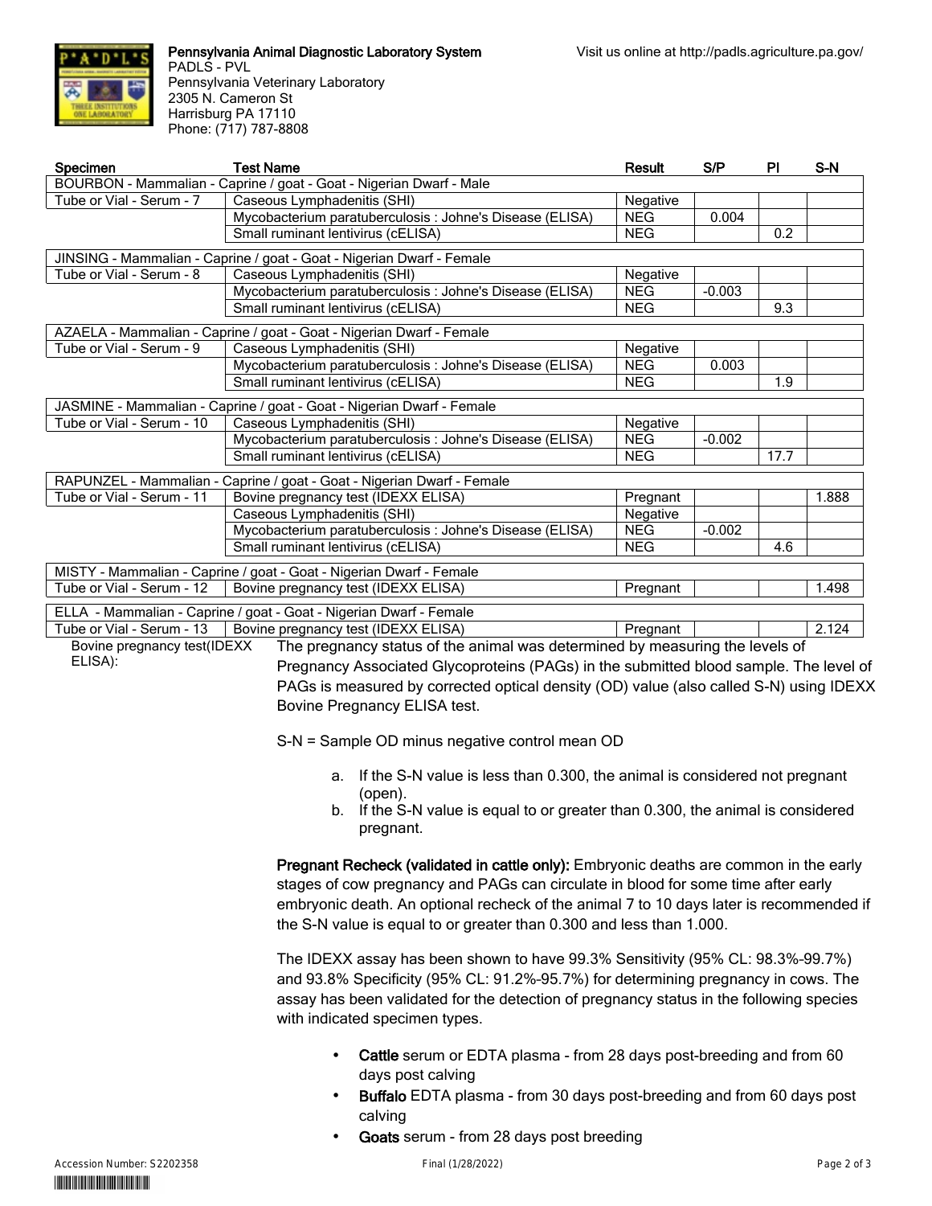Pennsylvania Animal Diagnostic Laboratory System
PADLS - PVL
Pennsylvania Veterinary Laboratory
2305 N. Cameron St
Harrisburg PA 17110
Phone: (717) 787-8808

Visit us online at http://padls.agriculture.pa.gov/

| Specimen | Test Name | Result | S/P | PI | S-N |
|---|---|---|---|---|---|
| BOURBON - Mammalian - Caprine / goat - Goat - Nigerian Dwarf - Male | | | | | |
| Tube or Vial - Serum - 7 | Caseous Lymphadenitis (SHI) | Negative | | | |
| | Mycobacterium paratuberculosis : Johne's Disease (ELISA) | NEG | 0.004 | | |
| | Small ruminant lentivirus (cELISA) | NEG | | 0.2 | |
| JINSING - Mammalian - Caprine / goat - Goat - Nigerian Dwarf - Female | | | | | |
| Tube or Vial - Serum - 8 | Caseous Lymphadenitis (SHI) | Negative | | | |
| | Mycobacterium paratuberculosis : Johne's Disease (ELISA) | NEG | -0.003 | | |
| | Small ruminant lentivirus (cELISA) | NEG | | 9.3 | |
| AZAELA - Mammalian - Caprine / goat - Goat - Nigerian Dwarf - Female | | | | | |
| Tube or Vial - Serum - 9 | Caseous Lymphadenitis (SHI) | Negative | | | |
| | Mycobacterium paratuberculosis : Johne's Disease (ELISA) | NEG | 0.003 | | |
| | Small ruminant lentivirus (cELISA) | NEG | | 1.9 | |
| JASMINE - Mammalian - Caprine / goat - Goat - Nigerian Dwarf - Female | | | | | |
| Tube or Vial - Serum - 10 | Caseous Lymphadenitis (SHI) | Negative | | | |
| | Mycobacterium paratuberculosis : Johne's Disease (ELISA) | NEG | -0.002 | | |
| | Small ruminant lentivirus (cELISA) | NEG | | 17.7 | |
| RAPUNZEL - Mammalian - Caprine / goat - Goat - Nigerian Dwarf - Female | | | | | |
| Tube or Vial - Serum - 11 | Bovine pregnancy test (IDEXX ELISA) | Pregnant | | | 1.888 |
| | Caseous Lymphadenitis (SHI) | Negative | | | |
| | Mycobacterium paratuberculosis : Johne's Disease (ELISA) | NEG | -0.002 | | |
| | Small ruminant lentivirus (cELISA) | NEG | | 4.6 | |
| MISTY - Mammalian - Caprine / goat - Goat - Nigerian Dwarf - Female | | | | | |
| Tube or Vial - Serum - 12 | Bovine pregnancy test (IDEXX ELISA) | Pregnant | | | 1.498 |
| ELLA - Mammalian - Caprine / goat - Goat - Nigerian Dwarf - Female | | | | | |
| Tube or Vial - Serum - 13 | Bovine pregnancy test (IDEXX ELISA) | Pregnant | | | 2.124 |

Bovine pregnancy test(IDEXX ELISA):

The pregnancy status of the animal was determined by measuring the levels of Pregnancy Associated Glycoproteins (PAGs) in the submitted blood sample. The level of PAGs is measured by corrected optical density (OD) value (also called S-N) using IDEXX Bovine Pregnancy ELISA test.

S-N = Sample OD minus negative control mean OD

a. If the S-N value is less than 0.300, the animal is considered not pregnant (open).
b. If the S-N value is equal to or greater than 0.300, the animal is considered pregnant.

**Pregnant Recheck (validated in cattle only):** Embryonic deaths are common in the early stages of cow pregnancy and PAGs can circulate in blood for some time after early embryonic death. An optional recheck of the animal 7 to 10 days later is recommended if the S-N value is equal to or greater than 0.300 and less than 1.000.

The IDEXX assay has been shown to have 99.3% Sensitivity (95% CL: 98.3%-99.7%) and 93.8% Specificity (95% CL: 91.2%-95.7%) for determining pregnancy in cows. The assay has been validated for the detection of pregnancy status in the following species with indicated specimen types.

- **Cattle** serum or EDTA plasma - from 28 days post-breeding and from 60 days post calving
- **Buffalo** EDTA plasma - from 30 days post-breeding and from 60 days post calving
- **Goats** serum - from 28 days post breeding

Accession Number: S2202358 | Final (1/28/2022)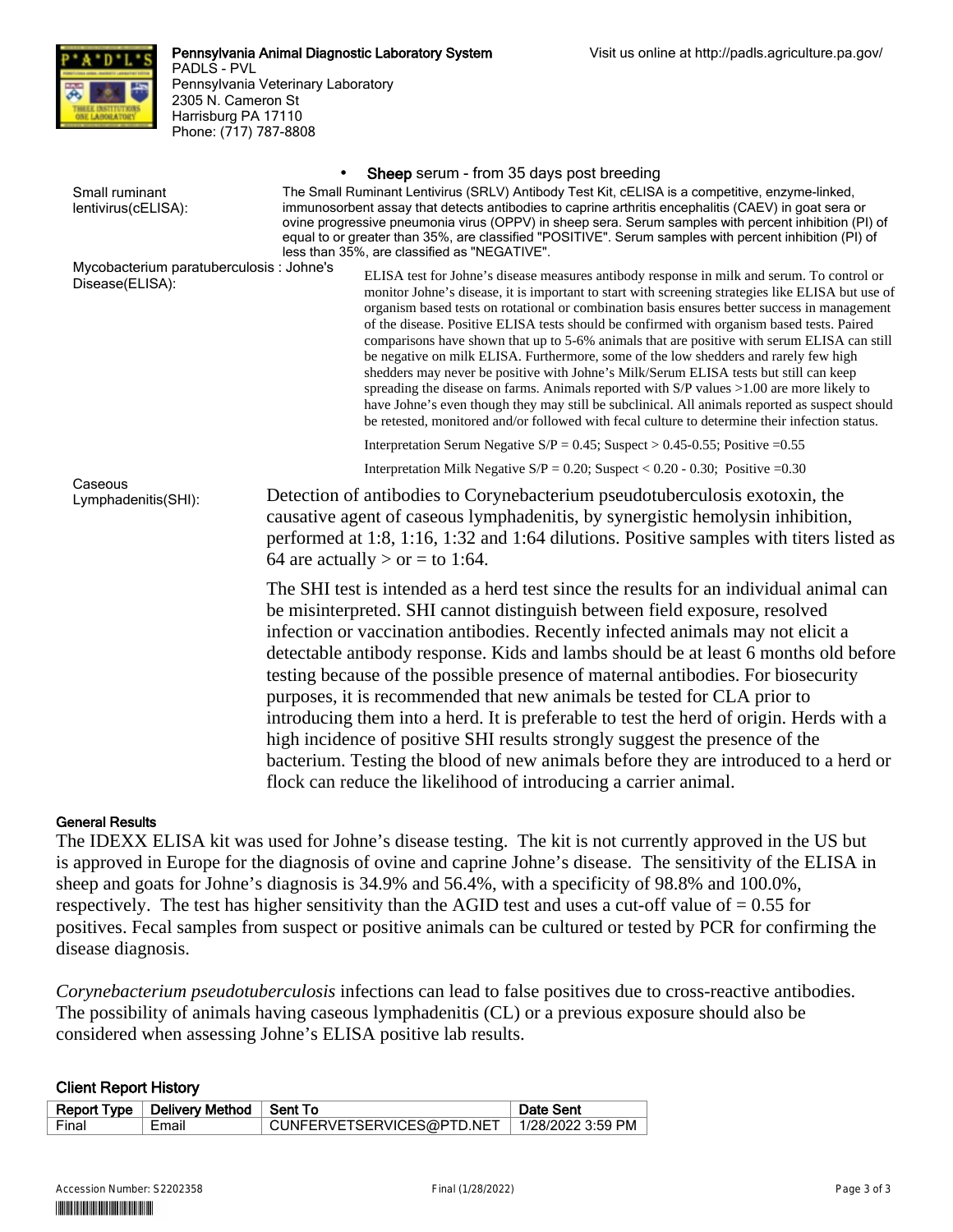**Pennsylvania Animal Diagnostic Laboratory System**
PADLS - PVL
Pennsylvania Veterinary Laboratory
2305 N. Cameron St
Harrisburg PA 17110
Phone: (717) 787-8808

Visit us online at http://padls.agriculture.pa.gov/

- **Sheep** serum - from 35 days post breeding

| | |
|---|---|
| Small ruminant lentivirus(cELISA): | The Small Ruminant Lentivirus (SRLV) Antibody Test Kit, cELISA is a competitive, enzyme-linked, immunosorbent assay that detects antibodies to caprine arthritis encephalitis (CAEV) in goat sera or ovine progressive pneumonia virus (OPPV) in sheep sera. Serum samples with percent inhibition (PI) of equal to or greater than 35%, are classified "POSITIVE". Serum samples with percent inhibition (PI) of less than 35%, are classified as "NEGATIVE". |
| Mycobacterium paratuberculosis : Johne's Disease(ELISA): | ELISA test for Johne's disease measures antibody response in milk and serum. To control or monitor Johne's disease, it is important to start with screening strategies like ELISA but use of organism based tests on rotational or combination basis ensures better success in management of the disease. Positive ELISA tests should be confirmed with organism based tests. Paired comparisons have shown that up to 5-6% animals that are positive with serum ELISA can still be negative on milk ELISA. Furthermore, some of the low shedders and rarely few high shedders may never be positive with Johne's Milk/Serum ELISA tests but still can keep spreading the disease on farms. Animals reported with S/P values >1.00 are more likely to have Johne's even though they may still be subclinical. All animals reported as suspect should be retested, monitored and/or followed with fecal culture to determine their infection status.<br><br>Interpretation Serum Negative S/P = 0.45; Suspect > 0.45-0.55; Positive =0.55<br><br>Interpretation Milk Negative S/P = 0.20; Suspect < 0.20 - 0.30; Positive =0.30 |
| Caseous Lymphadenitis(SHI): | Detection of antibodies to Corynebacterium pseudotuberculosis exotoxin, the causative agent of caseous lymphadenitis, by synergistic hemolysin inhibition, performed at 1:8, 1:16, 1:32 and 1:64 dilutions. Positive samples with titers listed as 64 are actually > or = to 1:64.<br><br>The SHI test is intended as a herd test since the results for an individual animal can be misinterpreted. SHI cannot distinguish between field exposure, resolved infection or vaccination antibodies. Recently infected animals may not elicit a detectable antibody response. Kids and lambs should be at least 6 months old before testing because of the possible presence of maternal antibodies. For biosecurity purposes, it is recommended that new animals be tested for CLA prior to introducing them into a herd. It is preferable to test the herd of origin. Herds with a high incidence of positive SHI results strongly suggest the presence of the bacterium. Testing the blood of new animals before they are introduced to a herd or flock can reduce the likelihood of introducing a carrier animal. |

**General Results**

The IDEXX ELISA kit was used for Johne's disease testing. The kit is not currently approved in the US but is approved in Europe for the diagnosis of ovine and caprine Johne's disease. The sensitivity of the ELISA in sheep and goats for Johne's diagnosis is 34.9% and 56.4%, with a specificity of 98.8% and 100.0%, respectively. The test has higher sensitivity than the AGID test and uses a cut-off value of = 0.55 for positives. Fecal samples from suspect or positive animals can be cultured or tested by PCR for confirming the disease diagnosis.

*Corynebacterium pseudotuberculosis* infections can lead to false positives due to cross-reactive antibodies. The possibility of animals having caseous lymphadenitis (CL) or a previous exposure should also be considered when assessing Johne's ELISA positive lab results.

**Client Report History**

| Report Type | Delivery Method | Sent To | Date Sent |
|---|---|---|---|
| Final | Email | CUNFERVETSERVICES@PTD.NET | 1/28/2022 3:59 PM |

Accession Number: S2202358 | Final (1/28/2022)